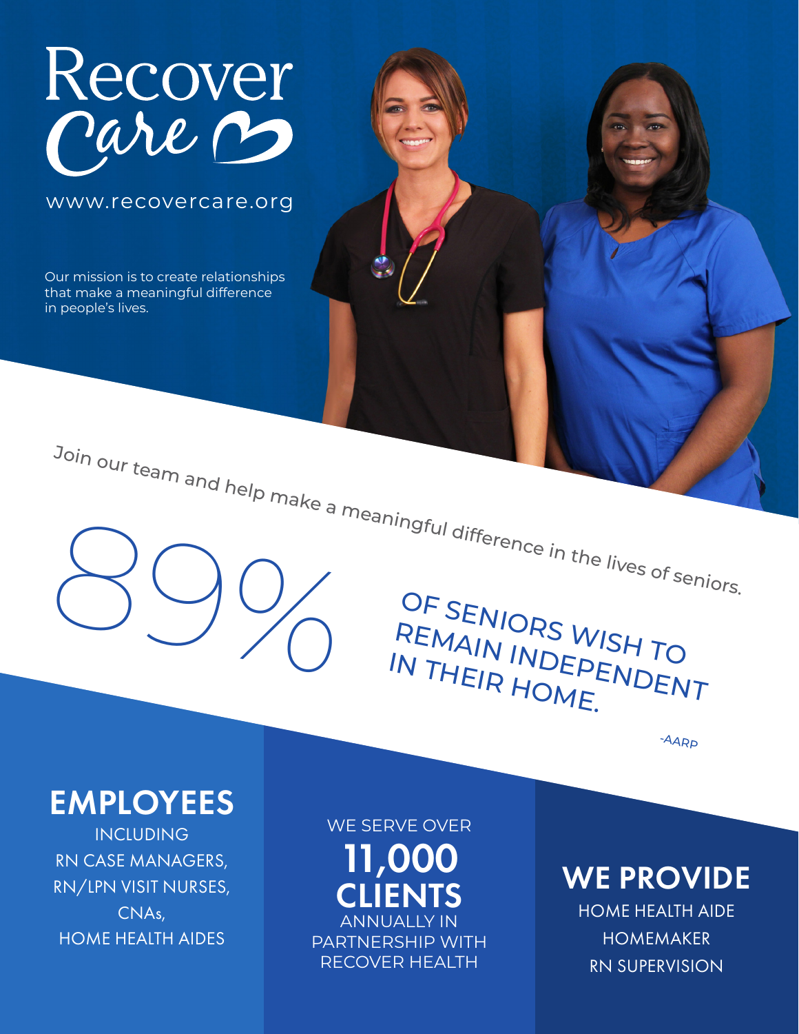# Recover Care

www.recovercare.org

Our mission is to create relationships that make a meaningful difference in people's lives.

Join our team and help make a meaningful difference in the lives of seniors.

## 89%

OF SENIORS WISH TO REMAIN INDEPENDENT IN THEIR HOME.

-AARP

## EMPLOYEES

INCLUDING
RN CASE MANAGERS,
RN/LPN VISIT NURSES,
CNAs,
HOME HEALTH AIDES

WE SERVE OVER
**11,000 CLIENTS**
ANNUALLY IN PARTNERSHIP WITH RECOVER HEALTH

## WE PROVIDE

HOME HEALTH AIDE
HOMEMAKER
RN SUPERVISION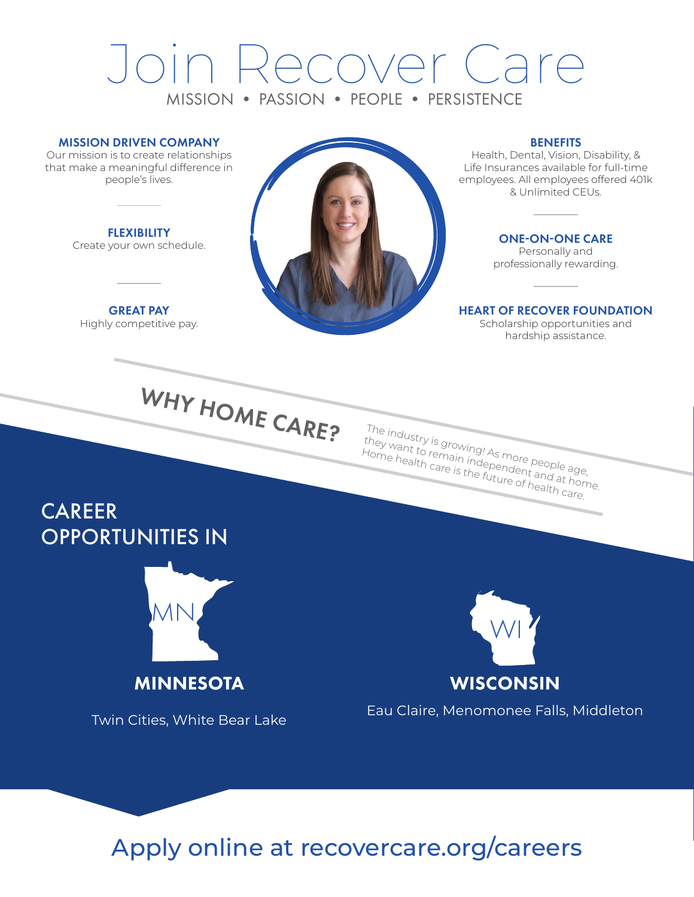# Join Recover Care

MISSION • PASSION • PEOPLE • PERSISTENCE

**MISSION DRIVEN COMPANY**
Our mission is to create relationships that make a meaningful difference in people's lives.

**FLEXIBILITY**
Create your own schedule.

**GREAT PAY**
Highly competitive pay.

**BENEFITS**
Health, Dental, Vision, Disability, & Life Insurances available for full-time employees. All employees offered 401k & Unlimited CEUs.

**ONE-ON-ONE CARE**
Personally and professionally rewarding.

**HEART OF RECOVER FOUNDATION**
Scholarship opportunities and hardship assistance.

## WHY HOME CARE?

*The industry is growing! As more people age, they want to remain independent and at home. Home health care is the future of health care.*

## CAREER OPPORTUNITIES IN

MN

**MINNESOTA**

Twin Cities, White Bear Lake

WI

**WISCONSIN**

Eau Claire, Menomonee Falls, Middleton

## Apply online at recovercare.org/careers